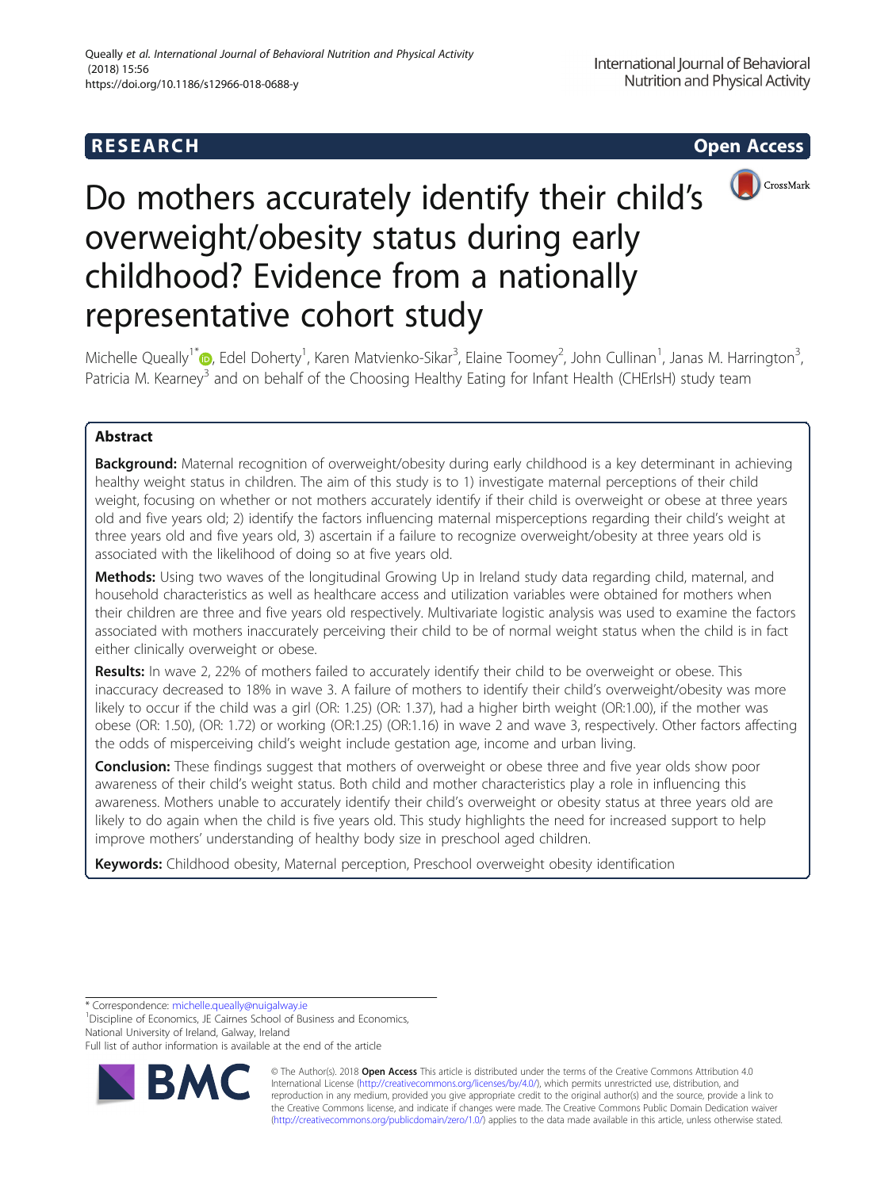**RESEARCH** **Open Access**

# Do mothers accurately identify their child's overweight/obesity status during early childhood? Evidence from a nationally representative cohort study

Michelle Queally[1*], Edel Doherty[1], Karen Matvienko-Sikar[3], Elaine Toomey[2], John Cullinan[1], Janas M. Harrington[3], Patricia M. Kearney[3] and on behalf of the Choosing Healthy Eating for Infant Health (CHErIsH) study team

## Abstract

**Background:** Maternal recognition of overweight/obesity during early childhood is a key determinant in achieving healthy weight status in children. The aim of this study is to 1) investigate maternal perceptions of their child weight, focusing on whether or not mothers accurately identify if their child is overweight or obese at three years old and five years old; 2) identify the factors influencing maternal misperceptions regarding their child's weight at three years old and five years old, 3) ascertain if a failure to recognize overweight/obesity at three years old is associated with the likelihood of doing so at five years old.

**Methods:** Using two waves of the longitudinal Growing Up in Ireland study data regarding child, maternal, and household characteristics as well as healthcare access and utilization variables were obtained for mothers when their children are three and five years old respectively. Multivariate logistic analysis was used to examine the factors associated with mothers inaccurately perceiving their child to be of normal weight status when the child is in fact either clinically overweight or obese.

**Results:** In wave 2, 22% of mothers failed to accurately identify their child to be overweight or obese. This inaccuracy decreased to 18% in wave 3. A failure of mothers to identify their child's overweight/obesity was more likely to occur if the child was a girl (OR: 1.25) (OR: 1.37), had a higher birth weight (OR:1.00), if the mother was obese (OR: 1.50), (OR: 1.72) or working (OR:1.25) (OR:1.16) in wave 2 and wave 3, respectively. Other factors affecting the odds of misperceiving child's weight include gestation age, income and urban living.

**Conclusion:** These findings suggest that mothers of overweight or obese three and five year olds show poor awareness of their child's weight status. Both child and mother characteristics play a role in influencing this awareness. Mothers unable to accurately identify their child's overweight or obesity status at three years old are likely to do again when the child is five years old. This study highlights the need for increased support to help improve mothers' understanding of healthy body size in preschool aged children.

**Keywords:** Childhood obesity, Maternal perception, Preschool overweight obesity identification

---

\* Correspondence: michelle.queally@nuigalway.ie
[1]Discipline of Economics, JE Cairnes School of Business and Economics, National University of Ireland, Galway, Ireland
Full list of author information is available at the end of the article

© The Author(s). 2018 **Open Access** This article is distributed under the terms of the Creative Commons Attribution 4.0 International License (http://creativecommons.org/licenses/by/4.0/), which permits unrestricted use, distribution, and reproduction in any medium, provided you give appropriate credit to the original author(s) and the source, provide a link to the Creative Commons license, and indicate if changes were made. The Creative Commons Public Domain Dedication waiver (http://creativecommons.org/publicdomain/zero/1.0/) applies to the data made available in this article, unless otherwise stated.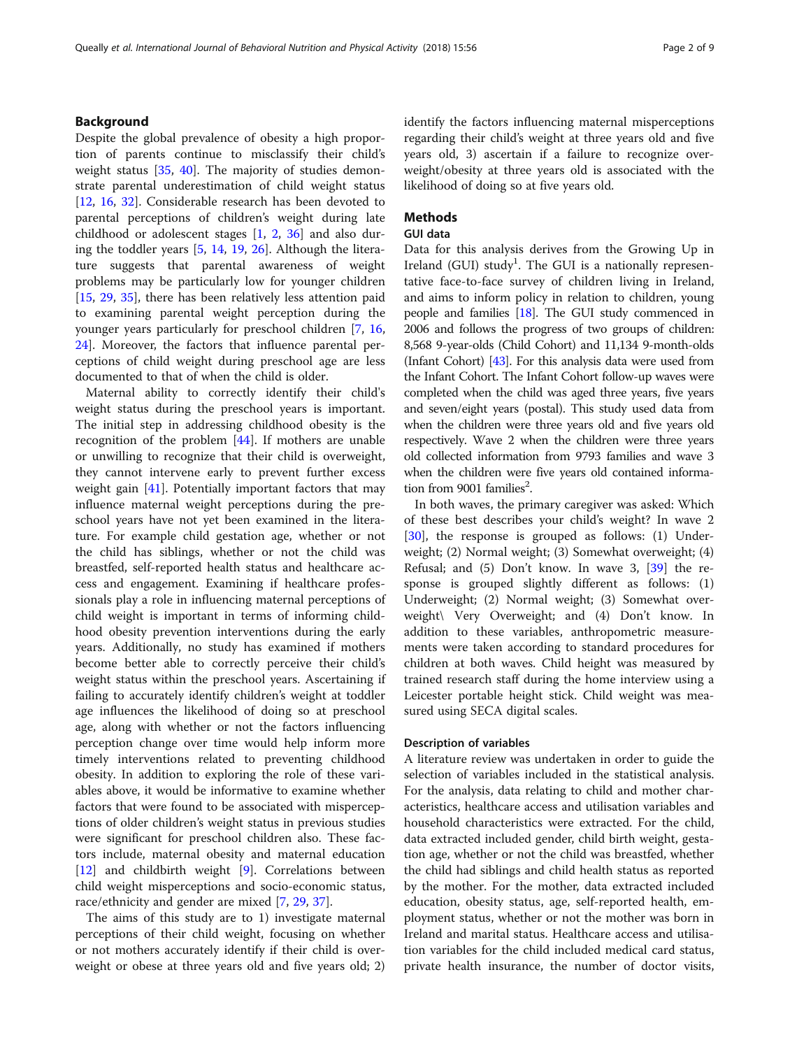## Background

Despite the global prevalence of obesity a high proportion of parents continue to misclassify their child's weight status [35, 40]. The majority of studies demonstrate parental underestimation of child weight status [12, 16, 32]. Considerable research has been devoted to parental perceptions of children's weight during late childhood or adolescent stages [1, 2, 36] and also during the toddler years [5, 14, 19, 26]. Although the literature suggests that parental awareness of weight problems may be particularly low for younger children [15, 29, 35], there has been relatively less attention paid to examining parental weight perception during the younger years particularly for preschool children [7, 16, 24]. Moreover, the factors that influence parental perceptions of child weight during preschool age are less documented to that of when the child is older.

Maternal ability to correctly identify their child's weight status during the preschool years is important. The initial step in addressing childhood obesity is the recognition of the problem [44]. If mothers are unable or unwilling to recognize that their child is overweight, they cannot intervene early to prevent further excess weight gain [41]. Potentially important factors that may influence maternal weight perceptions during the preschool years have not yet been examined in the literature. For example child gestation age, whether or not the child has siblings, whether or not the child was breastfed, self-reported health status and healthcare access and engagement. Examining if healthcare professionals play a role in influencing maternal perceptions of child weight is important in terms of informing childhood obesity prevention interventions during the early years. Additionally, no study has examined if mothers become better able to correctly perceive their child's weight status within the preschool years. Ascertaining if failing to accurately identify children's weight at toddler age influences the likelihood of doing so at preschool age, along with whether or not the factors influencing perception change over time would help inform more timely interventions related to preventing childhood obesity. In addition to exploring the role of these variables above, it would be informative to examine whether factors that were found to be associated with misperceptions of older children's weight status in previous studies were significant for preschool children also. These factors include, maternal obesity and maternal education [12] and childbirth weight [9]. Correlations between child weight misperceptions and socio-economic status, race/ethnicity and gender are mixed [7, 29, 37].

The aims of this study are to 1) investigate maternal perceptions of their child weight, focusing on whether or not mothers accurately identify if their child is overweight or obese at three years old and five years old; 2) identify the factors influencing maternal misperceptions regarding their child's weight at three years old and five years old, 3) ascertain if a failure to recognize overweight/obesity at three years old is associated with the likelihood of doing so at five years old.

## Methods

### GUI data

Data for this analysis derives from the Growing Up in Ireland (GUI) study[1]. The GUI is a nationally representative face-to-face survey of children living in Ireland, and aims to inform policy in relation to children, young people and families [18]. The GUI study commenced in 2006 and follows the progress of two groups of children: 8,568 9-year-olds (Child Cohort) and 11,134 9-month-olds (Infant Cohort) [43]. For this analysis data were used from the Infant Cohort. The Infant Cohort follow-up waves were completed when the child was aged three years, five years and seven/eight years (postal). This study used data from when the children were three years old and five years old respectively. Wave 2 when the children were three years old collected information from 9793 families and wave 3 when the children were five years old contained information from 9001 families[2].

In both waves, the primary caregiver was asked: Which of these best describes your child's weight? In wave 2 [30], the response is grouped as follows: (1) Underweight; (2) Normal weight; (3) Somewhat overweight; (4) Refusal; and (5) Don't know. In wave 3, [39] the response is grouped slightly different as follows: (1) Underweight; (2) Normal weight; (3) Somewhat overweight\ Very Overweight; and (4) Don't know. In addition to these variables, anthropometric measurements were taken according to standard procedures for children at both waves. Child height was measured by trained research staff during the home interview using a Leicester portable height stick. Child weight was measured using SECA digital scales.

### Description of variables

A literature review was undertaken in order to guide the selection of variables included in the statistical analysis. For the analysis, data relating to child and mother characteristics, healthcare access and utilisation variables and household characteristics were extracted. For the child, data extracted included gender, child birth weight, gestation age, whether or not the child was breastfed, whether the child had siblings and child health status as reported by the mother. For the mother, data extracted included education, obesity status, age, self-reported health, employment status, whether or not the mother was born in Ireland and marital status. Healthcare access and utilisation variables for the child included medical card status, private health insurance, the number of doctor visits,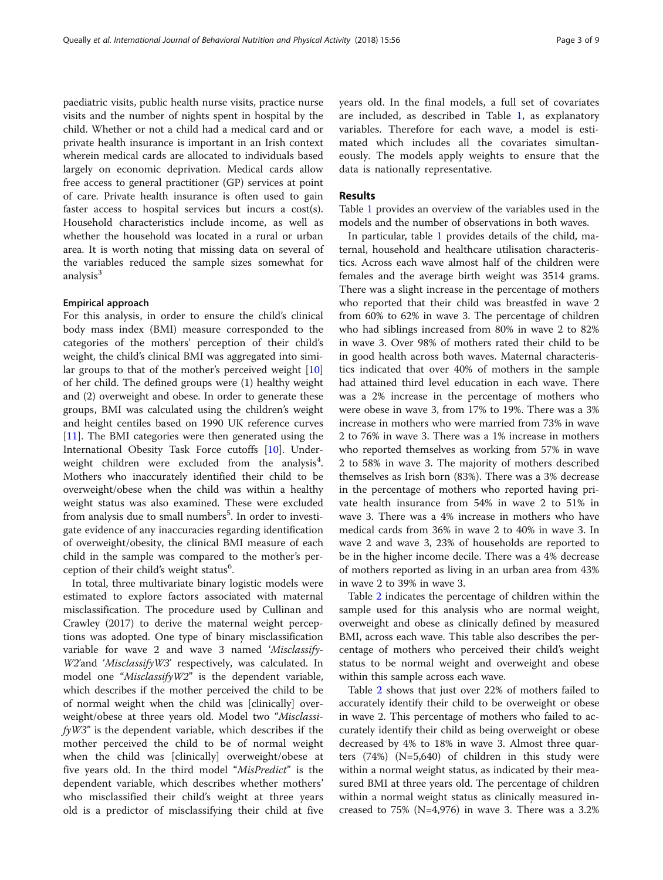paediatric visits, public health nurse visits, practice nurse visits and the number of nights spent in hospital by the child. Whether or not a child had a medical card and or private health insurance is important in an Irish context wherein medical cards are allocated to individuals based largely on economic deprivation. Medical cards allow free access to general practitioner (GP) services at point of care. Private health insurance is often used to gain faster access to hospital services but incurs a cost(s). Household characteristics include income, as well as whether the household was located in a rural or urban area. It is worth noting that missing data on several of the variables reduced the sample sizes somewhat for analysis[3]

### Empirical approach

For this analysis, in order to ensure the child's clinical body mass index (BMI) measure corresponded to the categories of the mothers' perception of their child's weight, the child's clinical BMI was aggregated into similar groups to that of the mother's perceived weight [10] of her child. The defined groups were (1) healthy weight and (2) overweight and obese. In order to generate these groups, BMI was calculated using the children's weight and height centiles based on 1990 UK reference curves [11]. The BMI categories were then generated using the International Obesity Task Force cutoffs [10]. Underweight children were excluded from the analysis[4]. Mothers who inaccurately identified their child to be overweight/obese when the child was within a healthy weight status was also examined. These were excluded from analysis due to small numbers[5]. In order to investigate evidence of any inaccuracies regarding identification of overweight/obesity, the clinical BMI measure of each child in the sample was compared to the mother's perception of their child's weight status[6].

In total, three multivariate binary logistic models were estimated to explore factors associated with maternal misclassification. The procedure used by Cullinan and Crawley (2017) to derive the maternal weight perceptions was adopted. One type of binary misclassification variable for wave 2 and wave 3 named '*MisclassifyW2*'and '*MisclassifyW3*' respectively, was calculated. In model one "*MisclassifyW2*" is the dependent variable, which describes if the mother perceived the child to be of normal weight when the child was [clinically] overweight/obese at three years old. Model two "*MisclassifyW3*" is the dependent variable, which describes if the mother perceived the child to be of normal weight when the child was [clinically] overweight/obese at five years old. In the third model "*MisPredict*" is the dependent variable, which describes whether mothers' who misclassified their child's weight at three years old is a predictor of misclassifying their child at five years old. In the final models, a full set of covariates are included, as described in Table 1, as explanatory variables. Therefore for each wave, a model is estimated which includes all the covariates simultaneously. The models apply weights to ensure that the data is nationally representative.

## Results

Table 1 provides an overview of the variables used in the models and the number of observations in both waves.

In particular, table 1 provides details of the child, maternal, household and healthcare utilisation characteristics. Across each wave almost half of the children were females and the average birth weight was 3514 grams. There was a slight increase in the percentage of mothers who reported that their child was breastfed in wave 2 from 60% to 62% in wave 3. The percentage of children who had siblings increased from 80% in wave 2 to 82% in wave 3. Over 98% of mothers rated their child to be in good health across both waves. Maternal characteristics indicated that over 40% of mothers in the sample had attained third level education in each wave. There was a 2% increase in the percentage of mothers who were obese in wave 3, from 17% to 19%. There was a 3% increase in mothers who were married from 73% in wave 2 to 76% in wave 3. There was a 1% increase in mothers who reported themselves as working from 57% in wave 2 to 58% in wave 3. The majority of mothers described themselves as Irish born (83%). There was a 3% decrease in the percentage of mothers who reported having private health insurance from 54% in wave 2 to 51% in wave 3. There was a 4% increase in mothers who have medical cards from 36% in wave 2 to 40% in wave 3. In wave 2 and wave 3, 23% of households are reported to be in the higher income decile. There was a 4% decrease of mothers reported as living in an urban area from 43% in wave 2 to 39% in wave 3.

Table 2 indicates the percentage of children within the sample used for this analysis who are normal weight, overweight and obese as clinically defined by measured BMI, across each wave. This table also describes the percentage of mothers who perceived their child's weight status to be normal weight and overweight and obese within this sample across each wave.

Table 2 shows that just over 22% of mothers failed to accurately identify their child to be overweight or obese in wave 2. This percentage of mothers who failed to accurately identify their child as being overweight or obese decreased by 4% to 18% in wave 3. Almost three quarters (74%) (N=5,640) of children in this study were within a normal weight status, as indicated by their measured BMI at three years old. The percentage of children within a normal weight status as clinically measured increased to 75% (N=4,976) in wave 3. There was a 3.2%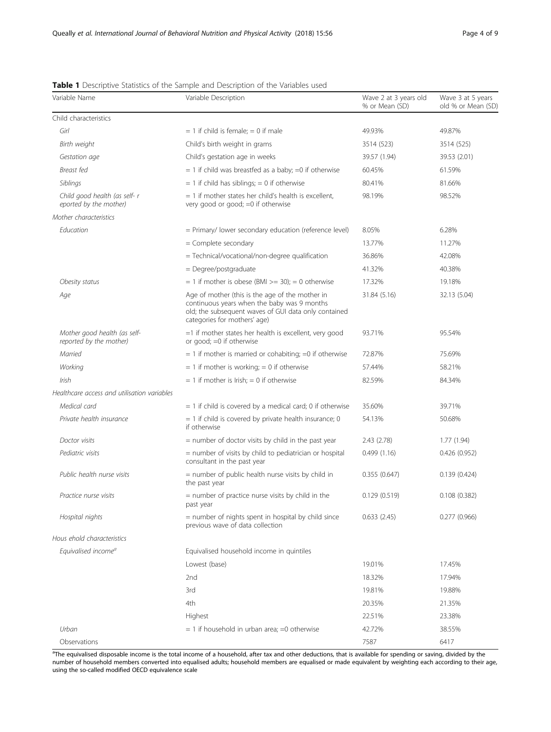**Table 1** Descriptive Statistics of the Sample and Description of the Variables used

| Variable Name | Variable Description | Wave 2 at 3 years old % or Mean (SD) | Wave 3 at 5 years old % or Mean (SD) |
|---|---|---|---|
| Child characteristics | | | |
| *Girl* | = 1 if child is female; = 0 if male | 49.93% | 49.87% |
| *Birth weight* | Child's birth weight in grams | 3514 (523) | 3514 (525) |
| *Gestation age* | Child's gestation age in weeks | 39.57 (1.94) | 39.53 (2.01) |
| *Breast fed* | = 1 if child was breastfed as a baby; =0 if otherwise | 60.45% | 61.59% |
| *Siblings* | = 1 if child has siblings; = 0 if otherwise | 80.41% | 81.66% |
| *Child good health (as self- r eported by the mother)* | = 1 if mother states her child's health is excellent, very good or good; =0 if otherwise | 98.19% | 98.52% |
| *Mother characteristics* | | | |
| *Education* | = Primary/ lower secondary education (reference level) | 8.05% | 6.28% |
| | = Complete secondary | 13.77% | 11.27% |
| | = Technical/vocational/non-degree qualification | 36.86% | 42.08% |
| | = Degree/postgraduate | 41.32% | 40.38% |
| *Obesity status* | = 1 if mother is obese (BMI >= 30); = 0 otherwise | 17.32% | 19.18% |
| *Age* | Age of mother (this is the age of the mother in continuous years when the baby was 9 months old; the subsequent waves of GUI data only contained categories for mothers' age) | 31.84 (5.16) | 32.13 (5.04) |
| *Mother good health (as self-reported by the mother)* | =1 if mother states her health is excellent, very good or good; =0 if otherwise | 93.71% | 95.54% |
| *Married* | = 1 if mother is married or cohabiting; =0 if otherwise | 72.87% | 75.69% |
| *Working* | = 1 if mother is working; = 0 if otherwise | 57.44% | 58.21% |
| *Irish* | = 1 if mother is Irish; = 0 if otherwise | 82.59% | 84.34% |
| *Healthcare access and utilisation variables* | | | |
| *Medical card* | = 1 if child is covered by a medical card; 0 if otherwise | 35.60% | 39.71% |
| *Private health insurance* | = 1 if child is covered by private health insurance; 0 if otherwise | 54.13% | 50.68% |
| *Doctor visits* | = number of doctor visits by child in the past year | 2.43 (2.78) | 1.77 (1.94) |
| *Pediatric visits* | = number of visits by child to pediatrician or hospital consultant in the past year | 0.499 (1.16) | 0.426 (0.952) |
| *Public health nurse visits* | = number of public health nurse visits by child in the past year | 0.355 (0.647) | 0.139 (0.424) |
| *Practice nurse visits* | = number of practice nurse visits by child in the past year | 0.129 (0.519) | 0.108 (0.382) |
| *Hospital nights* | = number of nights spent in hospital by child since previous wave of data collection | 0.633 (2.45) | 0.277 (0.966) |
| *Hous ehold characteristics* | | | |
| *Equivalised income*[a] | Equivalised household income in quintiles | | |
| | Lowest (base) | 19.01% | 17.45% |
| | 2nd | 18.32% | 17.94% |
| | 3rd | 19.81% | 19.88% |
| | 4th | 20.35% | 21.35% |
| | Highest | 22.51% | 23.38% |
| *Urban* | = 1 if household in urban area; =0 otherwise | 42.72% | 38.55% |
| Observations | | 7587 | 6417 |

[a]The equivalised disposable income is the total income of a household, after tax and other deductions, that is available for spending or saving, divided by the number of household members converted into equalised adults; household members are equalised or made equivalent by weighting each according to their age, using the so-called modified OECD equivalence scale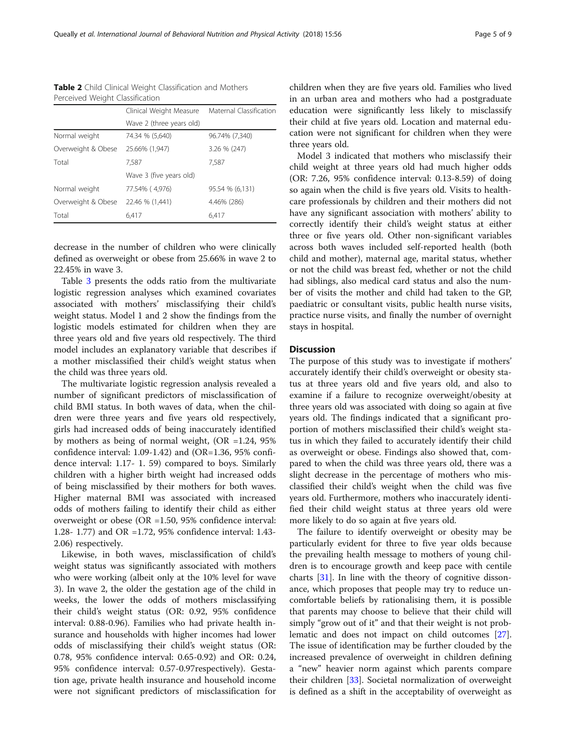**Table 2** Child Clinical Weight Classification and Mothers Perceived Weight Classification

| | Clinical Weight Measure | Maternal Classification |
|---|---|---|
| | Wave 2 (three years old) | |
| Normal weight | 74.34 % (5,640) | 96.74% (7,340) |
| Overweight & Obese | 25.66% (1,947) | 3.26 % (247) |
| Total | 7,587 | 7,587 |
| | Wave 3 (five years old) | |
| Normal weight | 77.54% ( 4,976) | 95.54 % (6,131) |
| Overweight & Obese | 22.46 % (1,441) | 4.46% (286) |
| Total | 6,417 | 6,417 |

decrease in the number of children who were clinically defined as overweight or obese from 25.66% in wave 2 to 22.45% in wave 3.

Table 3 presents the odds ratio from the multivariate logistic regression analyses which examined covariates associated with mothers' misclassifying their child's weight status. Model 1 and 2 show the findings from the logistic models estimated for children when they are three years old and five years old respectively. The third model includes an explanatory variable that describes if a mother misclassified their child's weight status when the child was three years old.

The multivariate logistic regression analysis revealed a number of significant predictors of misclassification of child BMI status. In both waves of data, when the children were three years and five years old respectively, girls had increased odds of being inaccurately identified by mothers as being of normal weight, (OR =1.24, 95% confidence interval: 1.09-1.42) and (OR=1.36, 95% confidence interval: 1.17- 1. 59) compared to boys. Similarly children with a higher birth weight had increased odds of being misclassified by their mothers for both waves. Higher maternal BMI was associated with increased odds of mothers failing to identify their child as either overweight or obese (OR =1.50, 95% confidence interval: 1.28- 1.77) and OR =1.72, 95% confidence interval: 1.43-2.06) respectively.

Likewise, in both waves, misclassification of child's weight status was significantly associated with mothers who were working (albeit only at the 10% level for wave 3). In wave 2, the older the gestation age of the child in weeks, the lower the odds of mothers misclassifying their child's weight status (OR: 0.92, 95% confidence interval: 0.88-0.96). Families who had private health insurance and households with higher incomes had lower odds of misclassifying their child's weight status (OR: 0.78, 95% confidence interval: 0.65-0.92) and OR: 0.24, 95% confidence interval: 0.57-0.97respectively). Gestation age, private health insurance and household income were not significant predictors of misclassification for children when they are five years old. Families who lived in an urban area and mothers who had a postgraduate education were significantly less likely to misclassify their child at five years old. Location and maternal education were not significant for children when they were three years old.

Model 3 indicated that mothers who misclassify their child weight at three years old had much higher odds (OR: 7.26, 95% confidence interval: 0.13-8.59) of doing so again when the child is five years old. Visits to healthcare professionals by children and their mothers did not have any significant association with mothers' ability to correctly identify their child's weight status at either three or five years old. Other non-significant variables across both waves included self-reported health (both child and mother), maternal age, marital status, whether or not the child was breast fed, whether or not the child had siblings, also medical card status and also the number of visits the mother and child had taken to the GP, paediatric or consultant visits, public health nurse visits, practice nurse visits, and finally the number of overnight stays in hospital.

## Discussion

The purpose of this study was to investigate if mothers' accurately identify their child's overweight or obesity status at three years old and five years old, and also to examine if a failure to recognize overweight/obesity at three years old was associated with doing so again at five years old. The findings indicated that a significant proportion of mothers misclassified their child's weight status in which they failed to accurately identify their child as overweight or obese. Findings also showed that, compared to when the child was three years old, there was a slight decrease in the percentage of mothers who misclassified their child's weight when the child was five years old. Furthermore, mothers who inaccurately identified their child weight status at three years old were more likely to do so again at five years old.

The failure to identify overweight or obesity may be particularly evident for three to five year olds because the prevailing health message to mothers of young children is to encourage growth and keep pace with centile charts [31]. In line with the theory of cognitive dissonance, which proposes that people may try to reduce uncomfortable beliefs by rationalising them, it is possible that parents may choose to believe that their child will simply "grow out of it" and that their weight is not problematic and does not impact on child outcomes [27]. The issue of identification may be further clouded by the increased prevalence of overweight in children defining a "new" heavier norm against which parents compare their children [33]. Societal normalization of overweight is defined as a shift in the acceptability of overweight as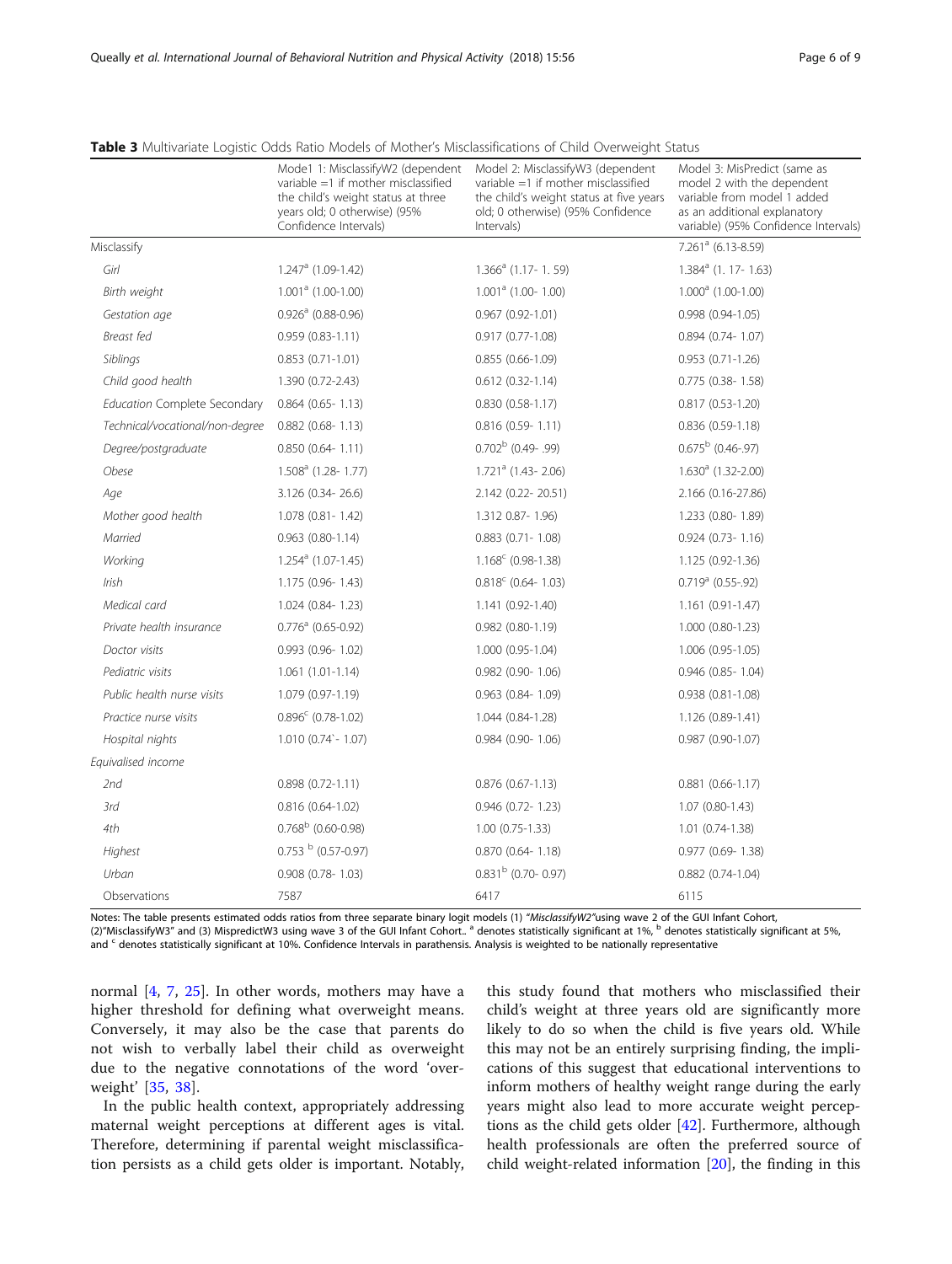**Table 3** Multivariate Logistic Odds Ratio Models of Mother's Misclassifications of Child Overweight Status

| | Mode1 1: MisclassifyW2 (dependent variable =1 if mother misclassified the child's weight status at three years old; 0 otherwise) (95% Confidence Intervals) | Model 2: MisclassifyW3 (dependent variable =1 if mother misclassified the child's weight status at five years old; 0 otherwise) (95% Confidence Intervals) | Model 3: MisPredict (same as model 2 with the dependent variable from model 1 added as an additional explanatory variable) (95% Confidence Intervals) |
|---|---|---|---|
| Misclassify | | | 7.261[a] (6.13-8.59) |
| *Girl* | 1.247[a] (1.09-1.42) | 1.366[a] (1.17- 1. 59) | 1.384[a] (1. 17- 1.63) |
| *Birth weight* | 1.001[a] (1.00-1.00) | 1.001[a] (1.00- 1.00) | 1.000[a] (1.00-1.00) |
| *Gestation age* | 0.926[a] (0.88-0.96) | 0.967 (0.92-1.01) | 0.998 (0.94-1.05) |
| *Breast fed* | 0.959 (0.83-1.11) | 0.917 (0.77-1.08) | 0.894 (0.74- 1.07) |
| *Siblings* | 0.853 (0.71-1.01) | 0.855 (0.66-1.09) | 0.953 (0.71-1.26) |
| *Child good health* | 1.390 (0.72-2.43) | 0.612 (0.32-1.14) | 0.775 (0.38- 1.58) |
| *Education Complete Secondary* | 0.864 (0.65- 1.13) | 0.830 (0.58-1.17) | 0.817 (0.53-1.20) |
| *Technical/vocational/non-degree* | 0.882 (0.68- 1.13) | 0.816 (0.59- 1.11) | 0.836 (0.59-1.18) |
| *Degree/postgraduate* | 0.850 (0.64- 1.11) | 0.702[b] (0.49- .99) | 0.675[b] (0.46-.97) |
| *Obese* | 1.508[a] (1.28- 1.77) | 1.721[a] (1.43- 2.06) | 1.630[a] (1.32-2.00) |
| *Age* | 3.126 (0.34- 26.6) | 2.142 (0.22- 20.51) | 2.166 (0.16-27.86) |
| *Mother good health* | 1.078 (0.81- 1.42) | 1.312 0.87- 1.96) | 1.233 (0.80- 1.89) |
| *Married* | 0.963 (0.80-1.14) | 0.883 (0.71- 1.08) | 0.924 (0.73- 1.16) |
| *Working* | 1.254[a] (1.07-1.45) | 1.168[c] (0.98-1.38) | 1.125 (0.92-1.36) |
| *Irish* | 1.175 (0.96- 1.43) | 0.818[c] (0.64- 1.03) | 0.719[a] (0.55-.92) |
| *Medical card* | 1.024 (0.84- 1.23) | 1.141 (0.92-1.40) | 1.161 (0.91-1.47) |
| *Private health insurance* | 0.776[a] (0.65-0.92) | 0.982 (0.80-1.19) | 1.000 (0.80-1.23) |
| *Doctor visits* | 0.993 (0.96- 1.02) | 1.000 (0.95-1.04) | 1.006 (0.95-1.05) |
| *Pediatric visits* | 1.061 (1.01-1.14) | 0.982 (0.90- 1.06) | 0.946 (0.85- 1.04) |
| *Public health nurse visits* | 1.079 (0.97-1.19) | 0.963 (0.84- 1.09) | 0.938 (0.81-1.08) |
| *Practice nurse visits* | 0.896[c] (0.78-1.02) | 1.044 (0.84-1.28) | 1.126 (0.89-1.41) |
| *Hospital nights* | 1.010 (0.74`- 1.07) | 0.984 (0.90- 1.06) | 0.987 (0.90-1.07) |
| *Equivalised income* | | | |
| *2nd* | 0.898 (0.72-1.11) | 0.876 (0.67-1.13) | 0.881 (0.66-1.17) |
| *3rd* | 0.816 (0.64-1.02) | 0.946 (0.72- 1.23) | 1.07 (0.80-1.43) |
| *4th* | 0.768[b] (0.60-0.98) | 1.00 (0.75-1.33) | 1.01 (0.74-1.38) |
| *Highest* | 0.753 [b] (0.57-0.97) | 0.870 (0.64- 1.18) | 0.977 (0.69- 1.38) |
| *Urban* | 0.908 (0.78- 1.03) | 0.831[b] (0.70- 0.97) | 0.882 (0.74-1.04) |
| Observations | 7587 | 6417 | 6115 |

Notes: The table presents estimated odds ratios from three separate binary logit models (1) *"MisclassifyW2"*using wave 2 of the GUI Infant Cohort, (2)"MisclassifyW3" and (3) MispredictW3 using wave 3 of the GUI Infant Cohort.. [a] denotes statistically significant at 1%, [b] denotes statistically significant at 5%, and [c] denotes statistically significant at 10%. Confidence Intervals in parathensis. Analysis is weighted to be nationally representative

normal [4, 7, 25]. In other words, mothers may have a higher threshold for defining what overweight means. Conversely, it may also be the case that parents do not wish to verbally label their child as overweight due to the negative connotations of the word 'overweight' [35, 38].

In the public health context, appropriately addressing maternal weight perceptions at different ages is vital. Therefore, determining if parental weight misclassification persists as a child gets older is important. Notably, this study found that mothers who misclassified their child's weight at three years old are significantly more likely to do so when the child is five years old. While this may not be an entirely surprising finding, the implications of this suggest that educational interventions to inform mothers of healthy weight range during the early years might also lead to more accurate weight perceptions as the child gets older [42]. Furthermore, although health professionals are often the preferred source of child weight-related information [20], the finding in this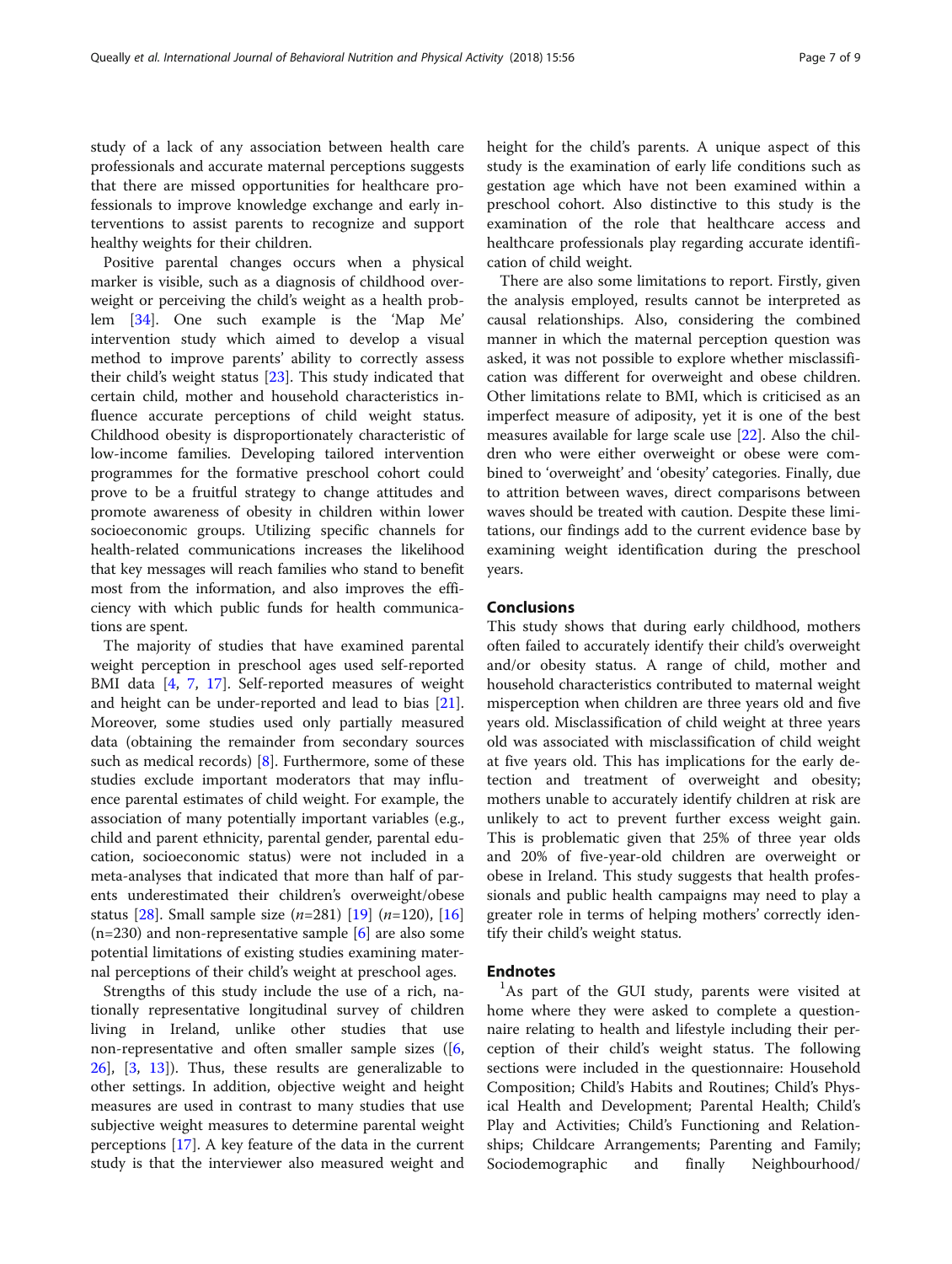study of a lack of any association between health care professionals and accurate maternal perceptions suggests that there are missed opportunities for healthcare professionals to improve knowledge exchange and early interventions to assist parents to recognize and support healthy weights for their children.

Positive parental changes occurs when a physical marker is visible, such as a diagnosis of childhood overweight or perceiving the child's weight as a health problem [34]. One such example is the 'Map Me' intervention study which aimed to develop a visual method to improve parents' ability to correctly assess their child's weight status [23]. This study indicated that certain child, mother and household characteristics influence accurate perceptions of child weight status. Childhood obesity is disproportionately characteristic of low-income families. Developing tailored intervention programmes for the formative preschool cohort could prove to be a fruitful strategy to change attitudes and promote awareness of obesity in children within lower socioeconomic groups. Utilizing specific channels for health-related communications increases the likelihood that key messages will reach families who stand to benefit most from the information, and also improves the efficiency with which public funds for health communications are spent.

The majority of studies that have examined parental weight perception in preschool ages used self-reported BMI data [4, 7, 17]. Self-reported measures of weight and height can be under-reported and lead to bias [21]. Moreover, some studies used only partially measured data (obtaining the remainder from secondary sources such as medical records) [8]. Furthermore, some of these studies exclude important moderators that may influence parental estimates of child weight. For example, the association of many potentially important variables (e.g., child and parent ethnicity, parental gender, parental education, socioeconomic status) were not included in a meta-analyses that indicated that more than half of parents underestimated their children's overweight/obese status [28]. Small sample size (*n*=281) [19] (*n*=120), [16] (n=230) and non-representative sample [6] are also some potential limitations of existing studies examining maternal perceptions of their child's weight at preschool ages.

Strengths of this study include the use of a rich, nationally representative longitudinal survey of children living in Ireland, unlike other studies that use non-representative and often smaller sample sizes ([6, 26], [3, 13]). Thus, these results are generalizable to other settings. In addition, objective weight and height measures are used in contrast to many studies that use subjective weight measures to determine parental weight perceptions [17]. A key feature of the data in the current study is that the interviewer also measured weight and height for the child's parents. A unique aspect of this study is the examination of early life conditions such as gestation age which have not been examined within a preschool cohort. Also distinctive to this study is the examination of the role that healthcare access and healthcare professionals play regarding accurate identification of child weight.

There are also some limitations to report. Firstly, given the analysis employed, results cannot be interpreted as causal relationships. Also, considering the combined manner in which the maternal perception question was asked, it was not possible to explore whether misclassification was different for overweight and obese children. Other limitations relate to BMI, which is criticised as an imperfect measure of adiposity, yet it is one of the best measures available for large scale use [22]. Also the children who were either overweight or obese were combined to 'overweight' and 'obesity' categories. Finally, due to attrition between waves, direct comparisons between waves should be treated with caution. Despite these limitations, our findings add to the current evidence base by examining weight identification during the preschool years.

## Conclusions

This study shows that during early childhood, mothers often failed to accurately identify their child's overweight and/or obesity status. A range of child, mother and household characteristics contributed to maternal weight misperception when children are three years old and five years old. Misclassification of child weight at three years old was associated with misclassification of child weight at five years old. This has implications for the early detection and treatment of overweight and obesity; mothers unable to accurately identify children at risk are unlikely to act to prevent further excess weight gain. This is problematic given that 25% of three year olds and 20% of five-year-old children are overweight or obese in Ireland. This study suggests that health professionals and public health campaigns may need to play a greater role in terms of helping mothers' correctly identify their child's weight status.

## Endnotes

[1] As part of the GUI study, parents were visited at home where they were asked to complete a questionnaire relating to health and lifestyle including their perception of their child's weight status. The following sections were included in the questionnaire: Household Composition; Child's Habits and Routines; Child's Physical Health and Development; Parental Health; Child's Play and Activities; Child's Functioning and Relationships; Childcare Arrangements; Parenting and Family; Sociodemographic and finally Neighbourhood/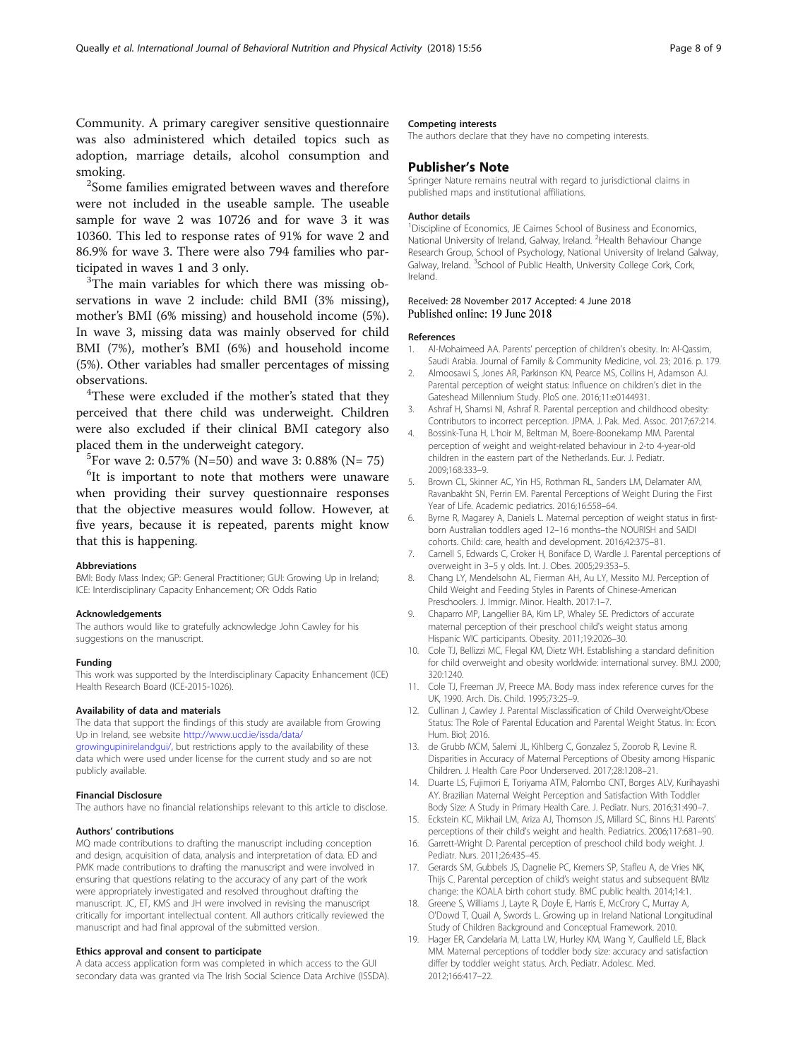Community. A primary caregiver sensitive questionnaire was also administered which detailed topics such as adoption, marriage details, alcohol consumption and smoking.

[2]Some families emigrated between waves and therefore were not included in the useable sample. The useable sample for wave 2 was 10726 and for wave 3 it was 10360. This led to response rates of 91% for wave 2 and 86.9% for wave 3. There were also 794 families who participated in waves 1 and 3 only.

[3]The main variables for which there was missing observations in wave 2 include: child BMI (3% missing), mother's BMI (6% missing) and household income (5%). In wave 3, missing data was mainly observed for child BMI (7%), mother's BMI (6%) and household income (5%). Other variables had smaller percentages of missing observations.

[4]These were excluded if the mother's stated that they perceived that there child was underweight. Children were also excluded if their clinical BMI category also placed them in the underweight category.

[5]For wave 2: 0.57% (N=50) and wave 3: 0.88% (N= 75)

[6]It is important to note that mothers were unaware when providing their survey questionnaire responses that the objective measures would follow. However, at five years, because it is repeated, parents might know that this is happening.

#### Abbreviations

BMI: Body Mass Index; GP: General Practitioner; GUI: Growing Up in Ireland; ICE: Interdisciplinary Capacity Enhancement; OR: Odds Ratio

#### Acknowledgements

The authors would like to gratefully acknowledge John Cawley for his suggestions on the manuscript.

#### Funding

This work was supported by the Interdisciplinary Capacity Enhancement (ICE) Health Research Board (ICE-2015-1026).

#### Availability of data and materials

The data that support the findings of this study are available from Growing Up in Ireland, see website http://www.ucd.ie/issda/data/growingupinirelandgui/, but restrictions apply to the availability of these data which were used under license for the current study and so are not publicly available.

#### Financial Disclosure

The authors have no financial relationships relevant to this article to disclose.

#### Authors' contributions

MQ made contributions to drafting the manuscript including conception and design, acquisition of data, analysis and interpretation of data. ED and PMK made contributions to drafting the manuscript and were involved in ensuring that questions relating to the accuracy of any part of the work were appropriately investigated and resolved throughout drafting the manuscript. JC, ET, KMS and JH were involved in revising the manuscript critically for important intellectual content. All authors critically reviewed the manuscript and had final approval of the submitted version.

#### Ethics approval and consent to participate

A data access application form was completed in which access to the GUI secondary data was granted via The Irish Social Science Data Archive (ISSDA).

#### Competing interests

The authors declare that they have no competing interests.

## Publisher's Note

Springer Nature remains neutral with regard to jurisdictional claims in published maps and institutional affiliations.

#### Author details

[1]Discipline of Economics, JE Cairnes School of Business and Economics, National University of Ireland, Galway, Ireland. [2]Health Behaviour Change Research Group, School of Psychology, National University of Ireland Galway, Galway, Ireland. [3]School of Public Health, University College Cork, Cork, Ireland.

Received: 28 November 2017 Accepted: 4 June 2018
Published online: 19 June 2018

#### References

1. Al-Mohaimeed AA. Parents' perception of children's obesity. In: Al-Qassim, Saudi Arabia. Journal of Family & Community Medicine, vol. 23; 2016. p. 179.
2. Almoosawi S, Jones AR, Parkinson KN, Pearce MS, Collins H, Adamson AJ. Parental perception of weight status: Influence on children's diet in the Gateshead Millennium Study. PloS one. 2016;11:e0144931.
3. Ashraf H, Shamsi NI, Ashraf R. Parental perception and childhood obesity: Contributors to incorrect perception. JPMA. J. Pak. Med. Assoc. 2017;67:214.
4. Bossink-Tuna H, L'hoir M, Beltman M, Boere-Boonekamp MM. Parental perception of weight and weight-related behaviour in 2-to 4-year-old children in the eastern part of the Netherlands. Eur. J. Pediatr. 2009;168:333–9.
5. Brown CL, Skinner AC, Yin HS, Rothman RL, Sanders LM, Delamater AM, Ravanbakht SN, Perrin EM. Parental Perceptions of Weight During the First Year of Life. Academic pediatrics. 2016;16:558–64.
6. Byrne R, Magarey A, Daniels L. Maternal perception of weight status in first-born Australian toddlers aged 12–16 months–the NOURISH and SAIDI cohorts. Child: care, health and development. 2016;42:375–81.
7. Carnell S, Edwards C, Croker H, Boniface D, Wardle J. Parental perceptions of overweight in 3–5 y olds. Int. J. Obes. 2005;29:353–5.
8. Chang LY, Mendelsohn AL, Fierman AH, Au LY, Messito MJ. Perception of Child Weight and Feeding Styles in Parents of Chinese-American Preschoolers. J. Immigr. Minor. Health. 2017:1–7.
9. Chaparro MP, Langellier BA, Kim LP, Whaley SE. Predictors of accurate maternal perception of their preschool child's weight status among Hispanic WIC participants. Obesity. 2011;19:2026–30.
10. Cole TJ, Bellizzi MC, Flegal KM, Dietz WH. Establishing a standard definition for child overweight and obesity worldwide: international survey. BMJ. 2000;320:1240.
11. Cole TJ, Freeman JV, Preece MA. Body mass index reference curves for the UK, 1990. Arch. Dis. Child. 1995;73:25–9.
12. Cullinan J, Cawley J. Parental Misclassification of Child Overweight/Obese Status: The Role of Parental Education and Parental Weight Status. In: Econ. Hum. Biol; 2016.
13. de Grubb MCM, Salemi JL, Kihlberg C, Gonzalez S, Zoorob R, Levine R. Disparities in Accuracy of Maternal Perceptions of Obesity among Hispanic Children. J. Health Care Poor Underserved. 2017;28:1208–21.
14. Duarte LS, Fujimori E, Toriyama ATM, Palombo CNT, Borges ALV, Kurihayashi AY. Brazilian Maternal Weight Perception and Satisfaction With Toddler Body Size: A Study in Primary Health Care. J. Pediatr. Nurs. 2016;31:490–7.
15. Eckstein KC, Mikhail LM, Ariza AJ, Thomson JS, Millard SC, Binns HJ. Parents' perceptions of their child's weight and health. Pediatrics. 2006;117:681–90.
16. Garrett-Wright D. Parental perception of preschool child body weight. J. Pediatr. Nurs. 2011;26:435–45.
17. Gerards SM, Gubbels JS, Dagnelie PC, Kremers SP, Stafleu A, de Vries NK, Thijs C. Parental perception of child's weight status and subsequent BMIz change: the KOALA birth cohort study. BMC public health. 2014;14:1.
18. Greene S, Williams J, Layte R, Doyle E, Harris E, McCrory C, Murray A, O'Dowd T, Quail A, Swords L. Growing up in Ireland National Longitudinal Study of Children Background and Conceptual Framework. 2010.
19. Hager ER, Candelaria M, Latta LW, Hurley KM, Wang Y, Caulfield LE, Black MM. Maternal perceptions of toddler body size: accuracy and satisfaction differ by toddler weight status. Arch. Pediatr. Adolesc. Med. 2012;166:417–22.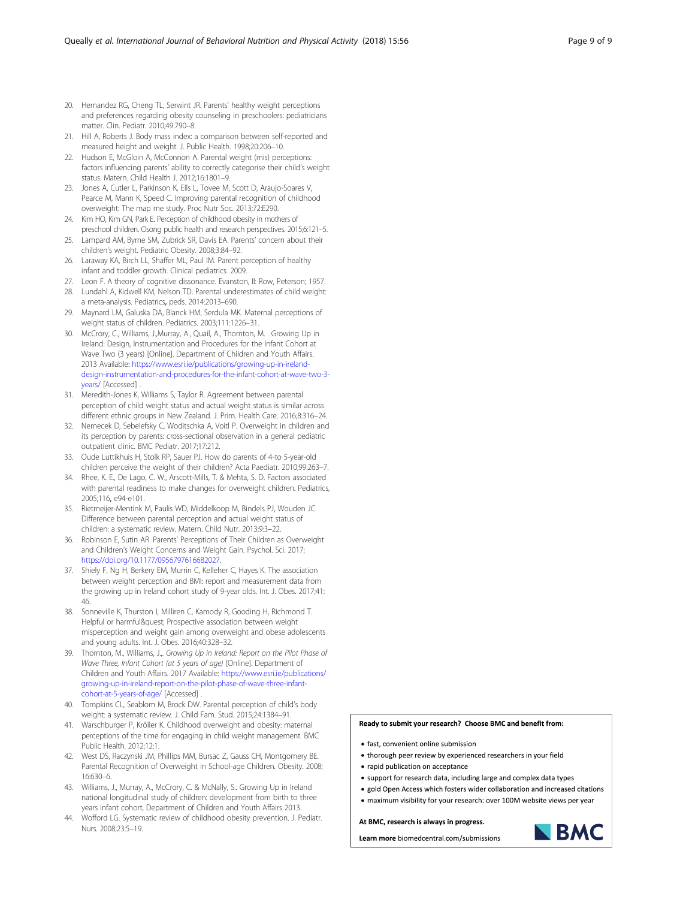20. Hernandez RG, Cheng TL, Serwint JR. Parents' healthy weight perceptions and preferences regarding obesity counseling in preschoolers: pediatricians matter. Clin. Pediatr. 2010;49:790–8.
21. Hill A, Roberts J. Body mass index: a comparison between self-reported and measured height and weight. J. Public Health. 1998;20:206–10.
22. Hudson E, McGloin A, McConnon A. Parental weight (mis) perceptions: factors influencing parents' ability to correctly categorise their child's weight status. Matern. Child Health J. 2012;16:1801–9.
23. Jones A, Cutler L, Parkinson K, Ells L, Tovee M, Scott D, Araujo-Soares V, Pearce M, Mann K, Speed C. Improving parental recognition of childhood overweight: The map me study. Proc Nutr Soc. 2013;72:E290.
24. Kim HO, Kim GN, Park E. Perception of childhood obesity in mothers of preschool children. Osong public health and research perspectives. 2015;6:121–5.
25. Lampard AM, Byrne SM, Zubrick SR, Davis EA. Parents' concern about their children's weight. Pediatric Obesity. 2008;3:84–92.
26. Laraway KA, Birch LL, Shaffer ML, Paul IM. Parent perception of healthy infant and toddler growth. Clinical pediatrics. 2009.
27. Leon F. A theory of cognitive dissonance. Evanston, Il: Row, Peterson; 1957.
28. Lundahl A, Kidwell KM, Nelson TD. Parental underestimates of child weight: a meta-analysis. Pediatrics, peds. 2014:2013–690.
29. Maynard LM, Galuska DA, Blanck HM, Serdula MK. Maternal perceptions of weight status of children. Pediatrics. 2003;111:1226–31.
30. McCrory, C., Williams, J.,Murray, A., Quail, A., Thornton, M. . Growing Up in Ireland: Design, Instrumentation and Procedures for the Infant Cohort at Wave Two (3 years) [Online]. Department of Children and Youth Affairs. 2013 Available: https://www.esri.ie/publications/growing-up-in-ireland-design-instrumentation-and-procedures-for-the-infant-cohort-at-wave-two-3-years/ [Accessed] .
31. Meredith-Jones K, Williams S, Taylor R. Agreement between parental perception of child weight status and actual weight status is similar across different ethnic groups in New Zealand. J. Prim. Health Care. 2016;8:316–24.
32. Nemecek D, Sebelefsky C, Woditschka A, Voitl P. Overweight in children and its perception by parents: cross-sectional observation in a general pediatric outpatient clinic. BMC Pediatr. 2017;17:212.
33. Oude Luttikhuis H, Stolk RP, Sauer PJ. How do parents of 4-to 5-year-old children perceive the weight of their children? Acta Paediatr. 2010;99:263–7.
34. Rhee, K. E., De Lago, C. W., Arscott-Mills, T. & Mehta, S. D. Factors associated with parental readiness to make changes for overweight children. Pediatrics, 2005;116, e94-e101.
35. Rietmeijer-Mentink M, Paulis WD, Middelkoop M, Bindels PJ, Wouden JC. Difference between parental perception and actual weight status of children: a systematic review. Matern. Child Nutr. 2013;9:3–22.
36. Robinson E, Sutin AR. Parents' Perceptions of Their Children as Overweight and Children's Weight Concerns and Weight Gain. Psychol. Sci. 2017; https://doi.org/10.1177/0956797616682027.
37. Shiely F, Ng H, Berkery EM, Murrin C, Kelleher C, Hayes K. The association between weight perception and BMI: report and measurement data from the growing up in Ireland cohort study of 9-year olds. Int. J. Obes. 2017;41:46.
38. Sonneville K, Thurston I, Milliren C, Kamody R, Gooding H, Richmond T. Helpful or harmful&quest; Prospective association between weight misperception and weight gain among overweight and obese adolescents and young adults. Int. J. Obes. 2016;40:328–32.
39. Thornton, M., Williams, J.,. *Growing Up in Ireland: Report on the Pilot Phase of Wave Three, Infant Cohort (at 5 years of age)* [Online]. Department of Children and Youth Affairs. 2017 Available: https://www.esri.ie/publications/growing-up-in-ireland-report-on-the-pilot-phase-of-wave-three-infant-cohort-at-5-years-of-age/ [Accessed] .
40. Tompkins CL, Seablom M, Brock DW. Parental perception of child's body weight: a systematic review. J. Child Fam. Stud. 2015;24:1384–91.
41. Warschburger P, Kröller K. Childhood overweight and obesity: maternal perceptions of the time for engaging in child weight management. BMC Public Health. 2012;12:1.
42. West DS, Raczynski JM, Phillips MM, Bursac Z, Gauss CH, Montgomery BE. Parental Recognition of Overweight in School-age Children. Obesity. 2008; 16:630–6.
43. Williams, J., Murray, A., McCrory, C. & McNally, S.. Growing Up in Ireland national longitudinal study of children: development from birth to three years infant cohort, Department of Children and Affairs 2013.
44. Wofford LG. Systematic review of childhood obesity prevention. J. Pediatr. Nurs. 2008;23:5–19.

**Ready to submit your research? Choose BMC and benefit from:**

- fast, convenient online submission
- thorough peer review by experienced researchers in your field
- rapid publication on acceptance
- support for research data, including large and complex data types
- gold Open Access which fosters wider collaboration and increased citations
- maximum visibility for your research: over 100M website views per year

**At BMC, research is always in progress.**

**Learn more** biomedcentral.com/submissions